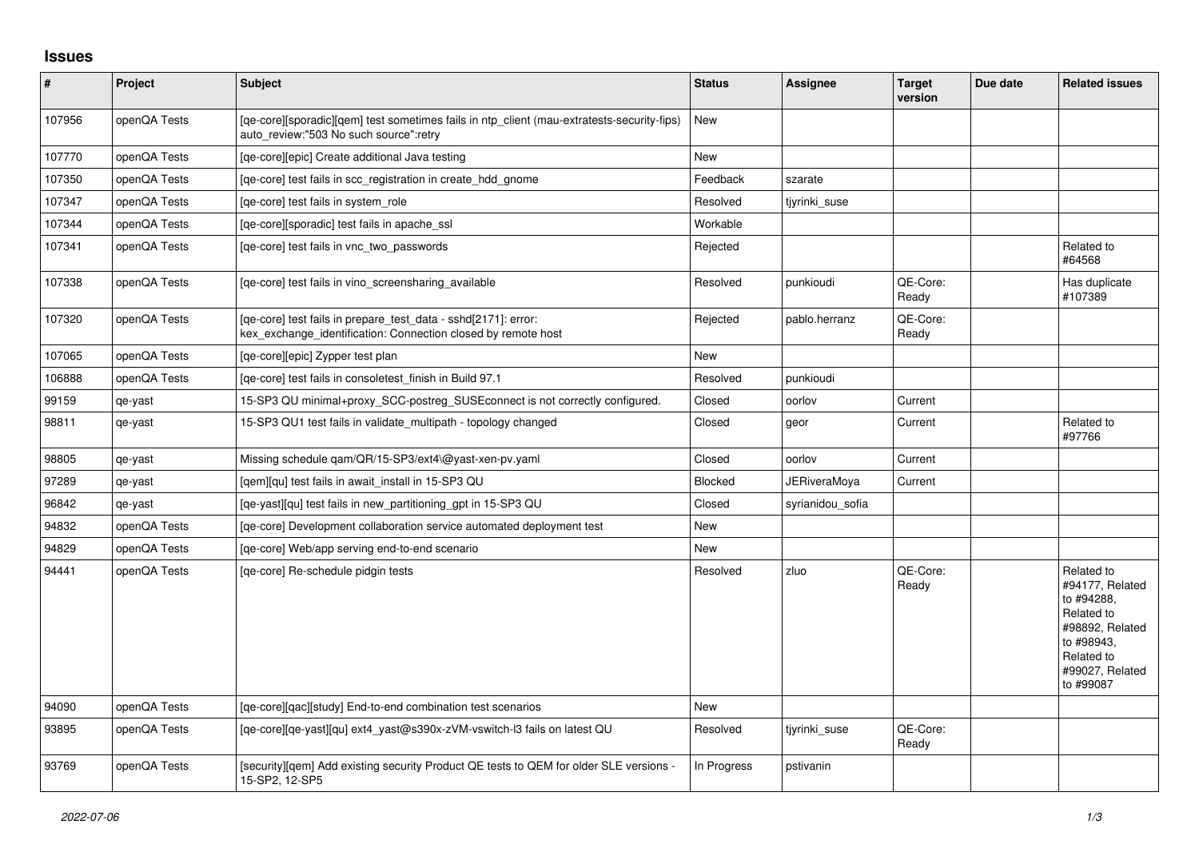# Issues

| # | Project | Subject | Status | Assignee | Target version | Due date | Related issues |
|---|---|---|---|---|---|---|---|
| 107956 | openQA Tests | [qe-core][sporadic][qem] test sometimes fails in ntp_client (mau-extratests-security-fips) auto_review:"503 No such source":retry | New | | | | |
| 107770 | openQA Tests | [qe-core][epic] Create additional Java testing | New | | | | |
| 107350 | openQA Tests | [qe-core] test fails in scc_registration in create_hdd_gnome | Feedback | szarate | | | |
| 107347 | openQA Tests | [qe-core] test fails in system_role | Resolved | tjyrinki_suse | | | |
| 107344 | openQA Tests | [qe-core][sporadic] test fails in apache_ssl | Workable | | | | |
| 107341 | openQA Tests | [qe-core] test fails in vnc_two_passwords | Rejected | | | | Related to #64568 |
| 107338 | openQA Tests | [qe-core] test fails in vino_screensharing_available | Resolved | punkioudi | QE-Core: Ready | | Has duplicate #107389 |
| 107320 | openQA Tests | [qe-core] test fails in prepare_test_data - sshd[2171]: error: kex_exchange_identification: Connection closed by remote host | Rejected | pablo.herranz | QE-Core: Ready | | |
| 107065 | openQA Tests | [qe-core][epic] Zypper test plan | New | | | | |
| 106888 | openQA Tests | [qe-core] test fails in consoletest_finish in Build 97.1 | Resolved | punkioudi | | | |
| 99159 | qe-yast | 15-SP3 QU minimal+proxy_SCC-postreg_SUSEconnect is not correctly configured. | Closed | oorlov | Current | | |
| 98811 | qe-yast | 15-SP3 QU1 test fails in validate_multipath - topology changed | Closed | geor | Current | | Related to #97766 |
| 98805 | qe-yast | Missing schedule qam/QR/15-SP3/ext4\@yast-xen-pv.yaml | Closed | oorlov | Current | | |
| 97289 | qe-yast | [qem][qu] test fails in await_install in 15-SP3 QU | Blocked | JERiveraMoya | Current | | |
| 96842 | qe-yast | [qe-yast][qu] test fails in new_partitioning_gpt in 15-SP3 QU | Closed | syrianidou_sofia | | | |
| 94832 | openQA Tests | [qe-core] Development collaboration service automated deployment test | New | | | | |
| 94829 | openQA Tests | [qe-core] Web/app serving end-to-end scenario | New | | | | |
| 94441 | openQA Tests | [qe-core] Re-schedule pidgin tests | Resolved | zluo | QE-Core: Ready | | Related to #94177, Related to #94288, Related to #98892, Related to #98943, Related to #99027, Related to #99087 |
| 94090 | openQA Tests | [qe-core][qac][study] End-to-end combination test scenarios | New | | | | |
| 93895 | openQA Tests | [qe-core][qe-yast][qu] ext4_yast@s390x-zVM-vswitch-l3 fails on latest QU | Resolved | tjyrinki_suse | QE-Core: Ready | | |
| 93769 | openQA Tests | [security][qem] Add existing security Product QE tests to QEM for older SLE versions - 15-SP2, 12-SP5 | In Progress | pstivanin | | | |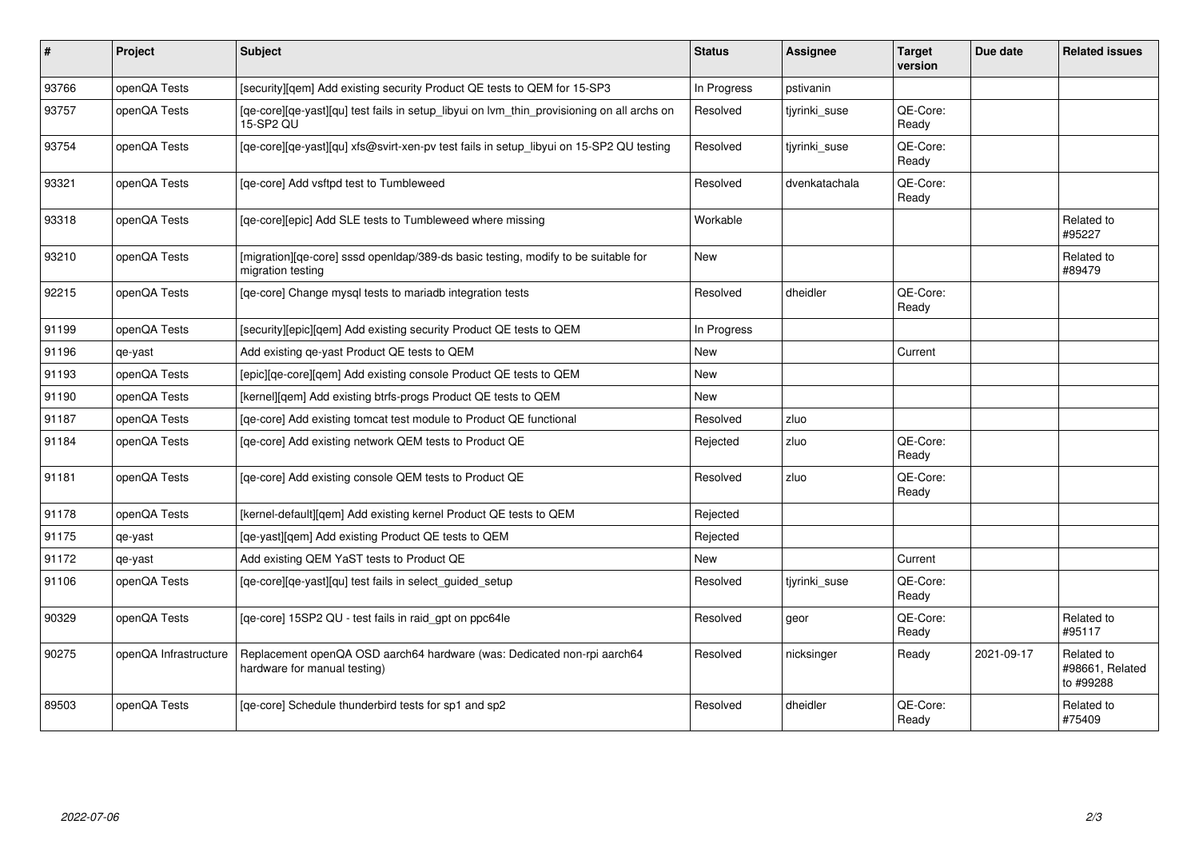| # | Project | Subject | Status | Assignee | Target version | Due date | Related issues |
|---|---|---|---|---|---|---|---|
| 93766 | openQA Tests | [security][qem] Add existing security Product QE tests to QEM for 15-SP3 | In Progress | pstivanin | | | |
| 93757 | openQA Tests | [qe-core][qe-yast][qu] test fails in setup_libyui on lvm_thin_provisioning on all archs on 15-SP2 QU | Resolved | tjyrinki_suse | QE-Core: Ready | | |
| 93754 | openQA Tests | [qe-core][qe-yast][qu] xfs@svirt-xen-pv test fails in setup_libyui on 15-SP2 QU testing | Resolved | tjyrinki_suse | QE-Core: Ready | | |
| 93321 | openQA Tests | [qe-core] Add vsftpd test to Tumbleweed | Resolved | dvenkatachala | QE-Core: Ready | | |
| 93318 | openQA Tests | [qe-core][epic] Add SLE tests to Tumbleweed where missing | Workable | | | | Related to #95227 |
| 93210 | openQA Tests | [migration][qe-core] sssd openldap/389-ds basic testing, modify to be suitable for migration testing | New | | | | Related to #89479 |
| 92215 | openQA Tests | [qe-core] Change mysql tests to mariadb integration tests | Resolved | dheidler | QE-Core: Ready | | |
| 91199 | openQA Tests | [security][epic][qem] Add existing security Product QE tests to QEM | In Progress | | | | |
| 91196 | qe-yast | Add existing qe-yast Product QE tests to QEM | New | | Current | | |
| 91193 | openQA Tests | [epic][qe-core][qem] Add existing console Product QE tests to QEM | New | | | | |
| 91190 | openQA Tests | [kernel][qem] Add existing btrfs-progs Product QE tests to QEM | New | | | | |
| 91187 | openQA Tests | [qe-core] Add existing tomcat test module to Product QE functional | Resolved | zluo | | | |
| 91184 | openQA Tests | [qe-core] Add existing network QEM tests to Product QE | Rejected | zluo | QE-Core: Ready | | |
| 91181 | openQA Tests | [qe-core] Add existing console QEM tests to Product QE | Resolved | zluo | QE-Core: Ready | | |
| 91178 | openQA Tests | [kernel-default][qem] Add existing kernel Product QE tests to QEM | Rejected | | | | |
| 91175 | qe-yast | [qe-yast][qem] Add existing Product QE tests to QEM | Rejected | | | | |
| 91172 | qe-yast | Add existing QEM YaST tests to Product QE | New | | Current | | |
| 91106 | openQA Tests | [qe-core][qe-yast][qu] test fails in select_guided_setup | Resolved | tjyrinki_suse | QE-Core: Ready | | |
| 90329 | openQA Tests | [qe-core] 15SP2 QU - test fails in raid_gpt on ppc64le | Resolved | geor | QE-Core: Ready | | Related to #95117 |
| 90275 | openQA Infrastructure | Replacement openQA OSD aarch64 hardware (was: Dedicated non-rpi aarch64 hardware for manual testing) | Resolved | nicksinger | Ready | 2021-09-17 | Related to #98661, Related to #99288 |
| 89503 | openQA Tests | [qe-core] Schedule thunderbird tests for sp1 and sp2 | Resolved | dheidler | QE-Core: Ready | | Related to #75409 |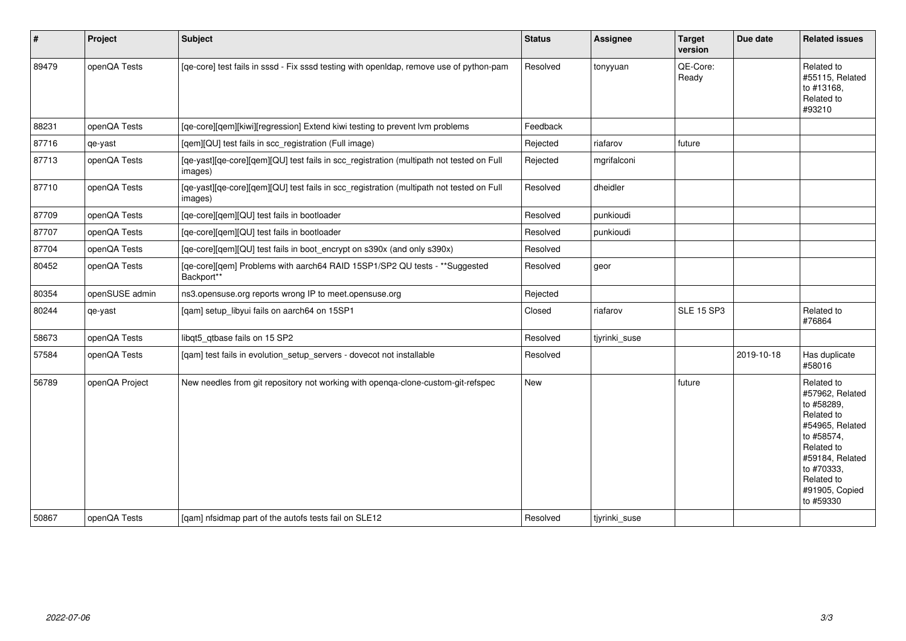| # | Project | Subject | Status | Assignee | Target version | Due date | Related issues |
|---|---|---|---|---|---|---|---|
| 89479 | openQA Tests | [qe-core] test fails in sssd - Fix sssd testing with openldap, remove use of python-pam | Resolved | tonyyuan | QE-Core: Ready | | Related to #55115, Related to #13168, Related to #93210 |
| 88231 | openQA Tests | [qe-core][qem][kiwi][regression] Extend kiwi testing to prevent lvm problems | Feedback | | | | |
| 87716 | qe-yast | [qem][QU] test fails in scc_registration (Full image) | Rejected | riafarov | future | | |
| 87713 | openQA Tests | [qe-yast][qe-core][qem][QU] test fails in scc_registration (multipath not tested on Full images) | Rejected | mgrifalconi | | | |
| 87710 | openQA Tests | [qe-yast][qe-core][qem][QU] test fails in scc_registration (multipath not tested on Full images) | Resolved | dheidler | | | |
| 87709 | openQA Tests | [qe-core][qem][QU] test fails in bootloader | Resolved | punkioudi | | | |
| 87707 | openQA Tests | [qe-core][qem][QU] test fails in bootloader | Resolved | punkioudi | | | |
| 87704 | openQA Tests | [qe-core][qem][QU] test fails in boot_encrypt on s390x (and only s390x) | Resolved | | | | |
| 80452 | openQA Tests | [qe-core][qem] Problems with aarch64 RAID 15SP1/SP2 QU tests - **Suggested Backport** | Resolved | geor | | | |
| 80354 | openSUSE admin | ns3.opensuse.org reports wrong IP to meet.opensuse.org | Rejected | | | | |
| 80244 | qe-yast | [qam] setup_libyui fails on aarch64 on 15SP1 | Closed | riafarov | SLE 15 SP3 | | Related to #76864 |
| 58673 | openQA Tests | libqt5_qtbase fails on 15 SP2 | Resolved | tjyrinki_suse | | | |
| 57584 | openQA Tests | [qam] test fails in evolution_setup_servers - dovecot not installable | Resolved | | | 2019-10-18 | Has duplicate #58016 |
| 56789 | openQA Project | New needles from git repository not working with openqa-clone-custom-git-refspec | New | | future | | Related to #57962, Related to #58289, Related to #54965, Related to #58574, Related to #59184, Related to #70333, Related to #91905, Copied to #59330 |
| 50867 | openQA Tests | [qam] nfsidmap part of the autofs tests fail on SLE12 | Resolved | tjyrinki_suse | | | |